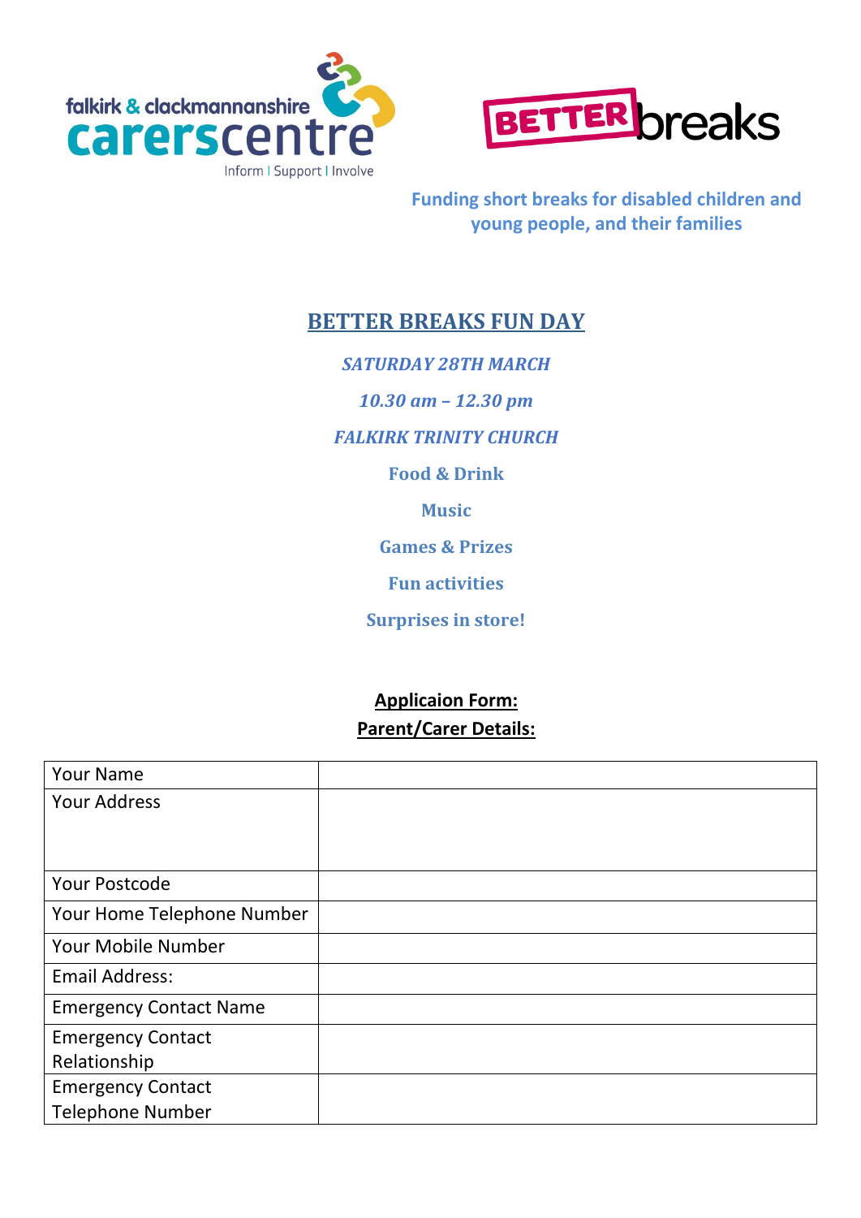falkirk & clackmannanshire carerscentre

Inform | Support | Involve

BETTER breaks

**Funding short breaks for disabled children and young people, and their families**

# BETTER BREAKS FUN DAY

***SATURDAY 28TH MARCH***

***10.30 am – 12.30 pm***

***FALKIRK TRINITY CHURCH***

**Food & Drink**

**Music**

**Games & Prizes**

**Fun activities**

**Surprises in store!**

## Applicaion Form:

## Parent/Carer Details:

| | |
|---|---|
| Your Name | |
| Your Address | |
| Your Postcode | |
| Your Home Telephone Number | |
| Your Mobile Number | |
| Email Address: | |
| Emergency Contact Name | |
| Emergency Contact Relationship | |
| Emergency Contact Telephone Number | |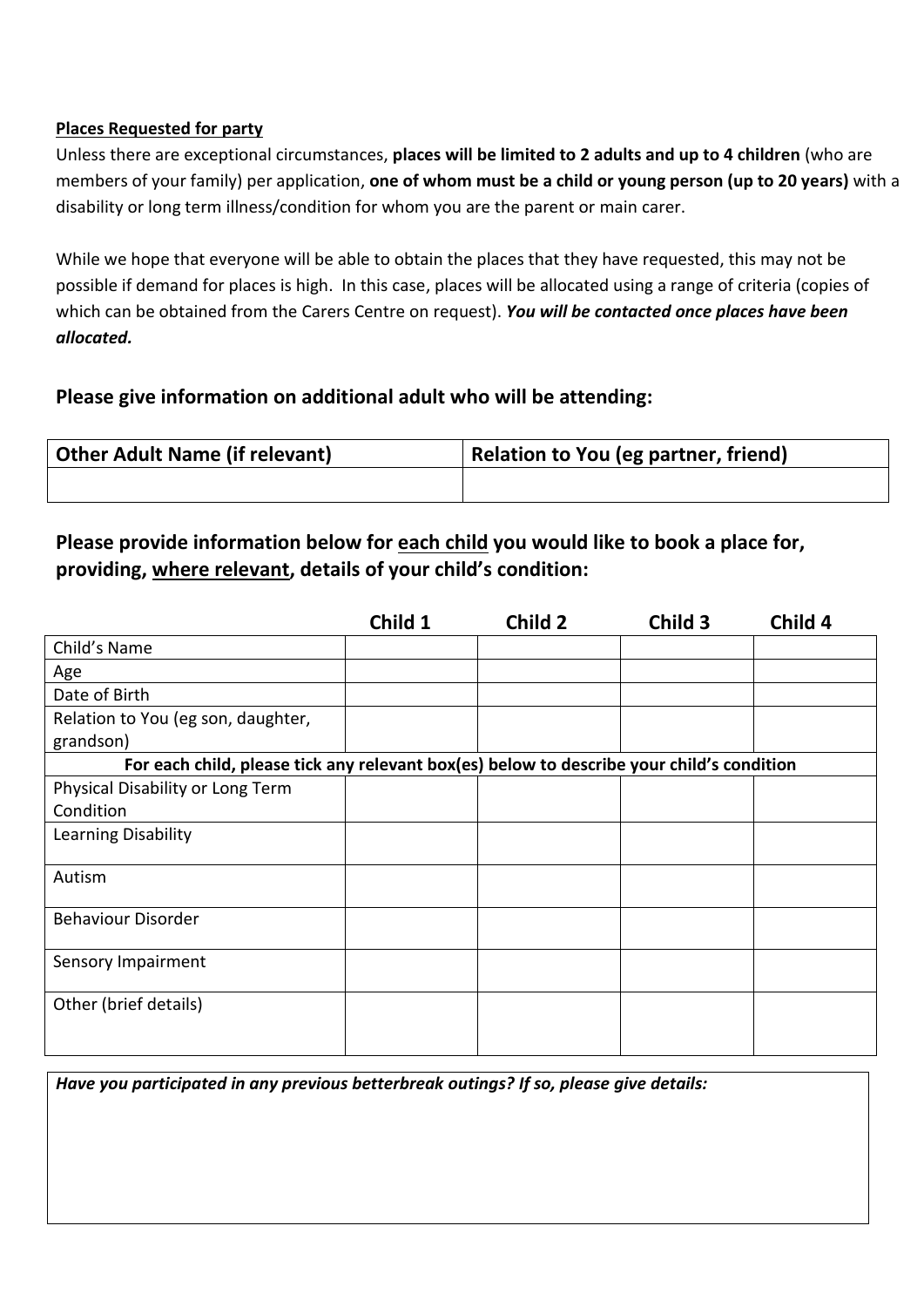**Places Requested for party**

Unless there are exceptional circumstances, **places will be limited to 2 adults and up to 4 children** (who are members of your family) per application, **one of whom must be a child or young person (up to 20 years)** with a disability or long term illness/condition for whom you are the parent or main carer.

While we hope that everyone will be able to obtain the places that they have requested, this may not be possible if demand for places is high. In this case, places will be allocated using a range of criteria (copies of which can be obtained from the Carers Centre on request). ***You will be contacted once places have been allocated.***

### Please give information on additional adult who will be attending:

| Other Adult Name (if relevant) | Relation to You (eg partner, friend) |
|---|---|
| | |

### Please provide information below for <u>each child</u> you would like to book a place for, providing, <u>where relevant</u>, details of your child's condition:

| | Child 1 | Child 2 | Child 3 | Child 4 |
|---|---|---|---|---|
| Child's Name | | | | |
| Age | | | | |
| Date of Birth | | | | |
| Relation to You (eg son, daughter, grandson) | | | | |
| **For each child, please tick any relevant box(es) below to describe your child's condition** | | | | |
| Physical Disability or Long Term Condition | | | | |
| Learning Disability | | | | |
| Autism | | | | |
| Behaviour Disorder | | | | |
| Sensory Impairment | | | | |
| Other (brief details) | | | | |

***Have you participated in any previous betterbreak outings? If so, please give details:***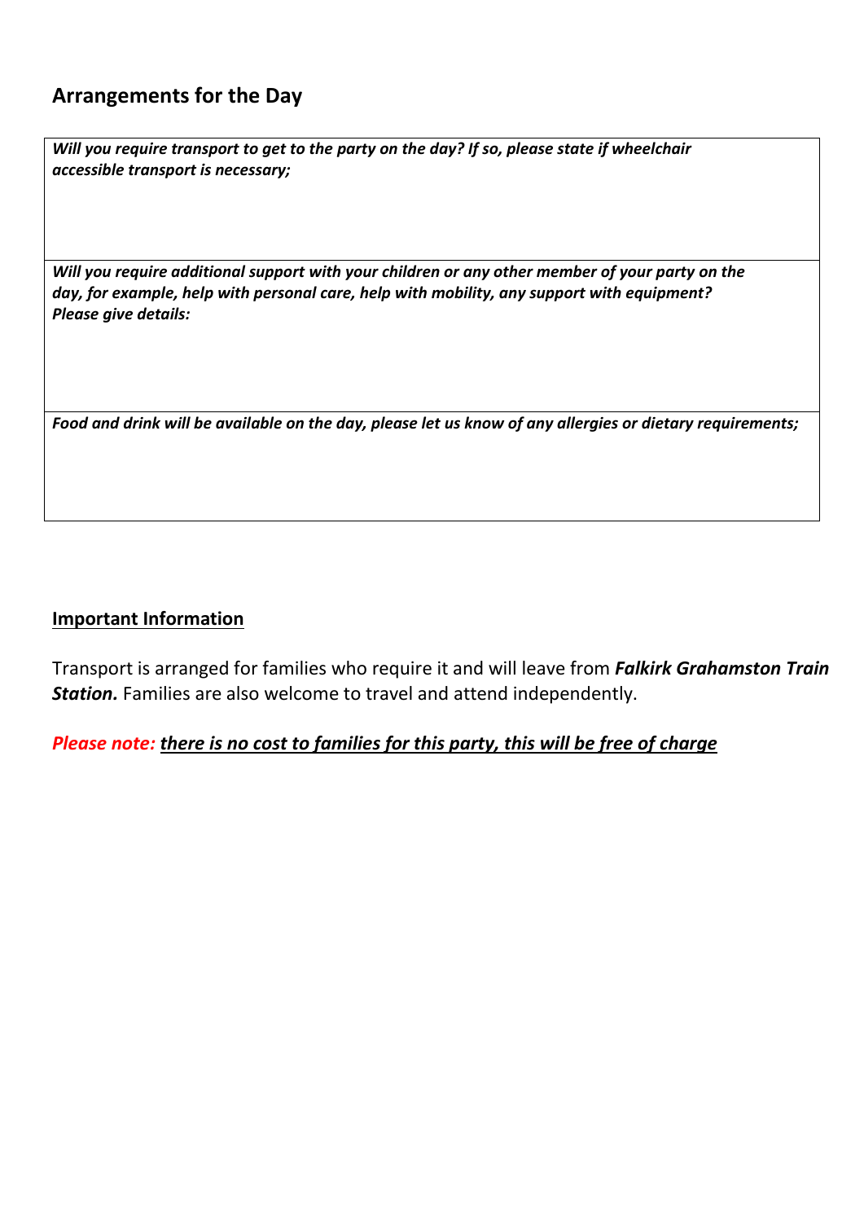## Arrangements for the Day

| ***Will you require transport to get to the party on the day? If so, please state if wheelchair accessible transport is necessary;*** |
| --- |
| ***Will you require additional support with your children or any other member of your party on the day, for example, help with personal care, help with mobility, any support with equipment? Please give details:*** |
| ***Food and drink will be available on the day, please let us know of any allergies or dietary requirements;*** |

**Important Information**

Transport is arranged for families who require it and will leave from ***Falkirk Grahamston Train Station.*** Families are also welcome to travel and attend independently.

*Please note:* ***there is no cost to families for this party, this will be free of charge***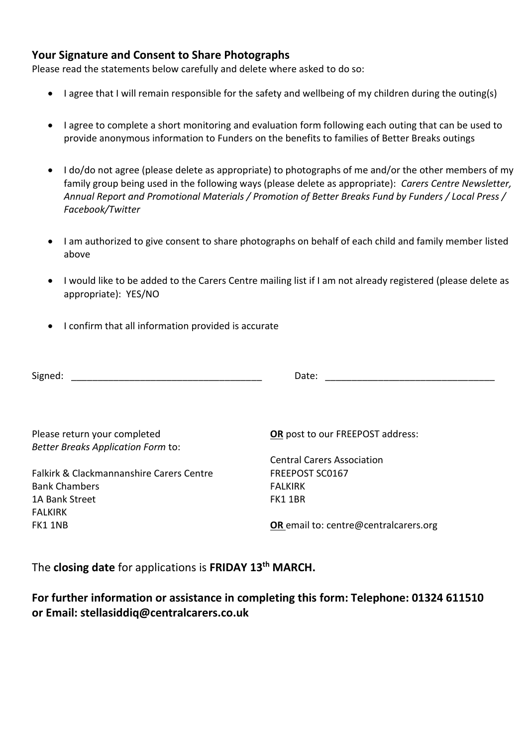### Your Signature and Consent to Share Photographs

Please read the statements below carefully and delete where asked to do so:

- I agree that I will remain responsible for the safety and wellbeing of my children during the outing(s)
- I agree to complete a short monitoring and evaluation form following each outing that can be used to provide anonymous information to Funders on the benefits to families of Better Breaks outings
- I do/do not agree (please delete as appropriate) to photographs of me and/or the other members of my family group being used in the following ways (please delete as appropriate): *Carers Centre Newsletter, Annual Report and Promotional Materials / Promotion of Better Breaks Fund by Funders / Local Press / Facebook/Twitter*
- I am authorized to give consent to share photographs on behalf of each child and family member listed above
- I would like to be added to the Carers Centre mailing list if I am not already registered (please delete as appropriate): YES/NO
- I confirm that all information provided is accurate

Signed: ____________________________________ Date: ________________________________

Please return your completed *Better Breaks Application Form* to:

Falkirk & Clackmannanshire Carers Centre
Bank Chambers
1A Bank Street
FALKIRK
FK1 1NB

**OR** post to our FREEPOST address:

Central Carers Association
FREEPOST SC0167
FALKIRK
FK1 1BR

**OR** email to: centre@centralcarers.org

The **closing date** for applications is **FRIDAY 13th MARCH.**

**For further information or assistance in completing this form: Telephone: 01324 611510 or Email: stellasiddiq@centralcarers.co.uk**